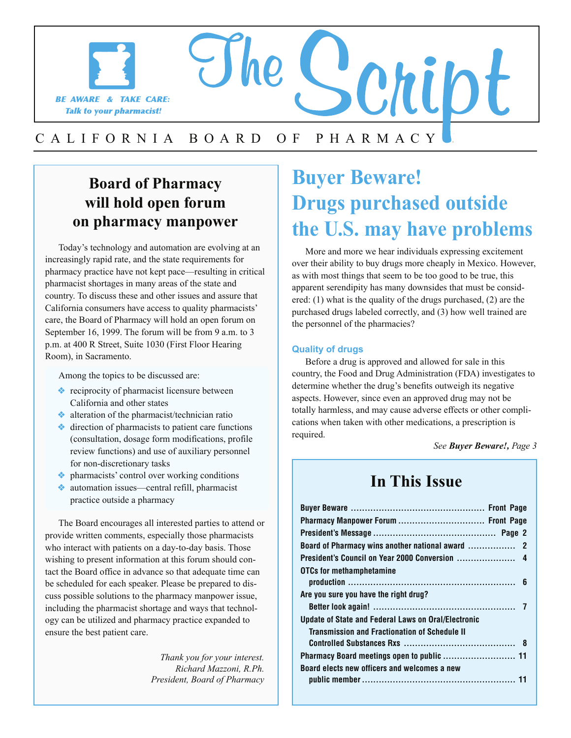# The Script

BE AWARE & TAKE CARE: Talk to your pharmacist!

CALIFORNIA BOARD OF PHARMACY

## Board of Pharmacy will hold open forum on pharmacy manpower

Today's technology and automation are evolving at an increasingly rapid rate, and the state requirements for pharmacy practice have not kept pace—resulting in critical pharmacist shortages in many areas of the state and country. To discuss these and other issues and assure that California consumers have access to quality pharmacists' care, the Board of Pharmacy will hold an open forum on September 16, 1999. The forum will be from 9 a.m. to 3 p.m. at 400 R Street, Suite 1030 (First Floor Hearing Room), in Sacramento.

Among the topics to be discussed are:

- reciprocity of pharmacist licensure between California and other states
- alteration of the pharmacist/technician ratio
- direction of pharmacists to patient care functions (consultation, dosage form modifications, profile review functions) and use of auxiliary personnel for non-discretionary tasks
- pharmacists' control over working conditions
- automation issues—central refill, pharmacist practice outside a pharmacy

The Board encourages all interested parties to attend or provide written comments, especially those pharmacists who interact with patients on a day-to-day basis. Those wishing to present information at this forum should contact the Board office in advance so that adequate time can be scheduled for each speaker. Please be prepared to discuss possible solutions to the pharmacy manpower issue, including the pharmacist shortage and ways that technology can be utilized and pharmacy practice expanded to ensure the best patient care.

*Thank you for your interest.*
*Richard Mazzoni, R.Ph.*
*President, Board of Pharmacy*

## Buyer Beware! Drugs purchased outside the U.S. may have problems

More and more we hear individuals expressing excitement over their ability to buy drugs more cheaply in Mexico. However, as with most things that seem to be too good to be true, this apparent serendipity has many downsides that must be considered: (1) what is the quality of the drugs purchased, (2) are the purchased drugs labeled correctly, and (3) how well trained are the personnel of the pharmacies?

### Quality of drugs

Before a drug is approved and allowed for sale in this country, the Food and Drug Administration (FDA) investigates to determine whether the drug's benefits outweigh its negative aspects. However, since even an approved drug may not be totally harmless, and may cause adverse effects or other complications when taken with other medications, a prescription is required.

*See **Buyer Beware!,** Page 3*

## In This Issue

| | |
|---|---|
| Buyer Beware | Front Page |
| Pharmacy Manpower Forum | Front Page |
| President's Message | Page 2 |
| Board of Pharmacy wins another national award | 2 |
| President's Council on Year 2000 Conversion | 4 |
| OTCs for methamphetamine production | 6 |
| Are you sure you have the right drug? Better look again! | 7 |
| Update of State and Federal Laws on Oral/Electronic Transmission and Fractionation of Schedule II Controlled Substances Rxs | 8 |
| Pharmacy Board meetings open to public | 11 |
| Board elects new officers and welcomes a new public member | 11 |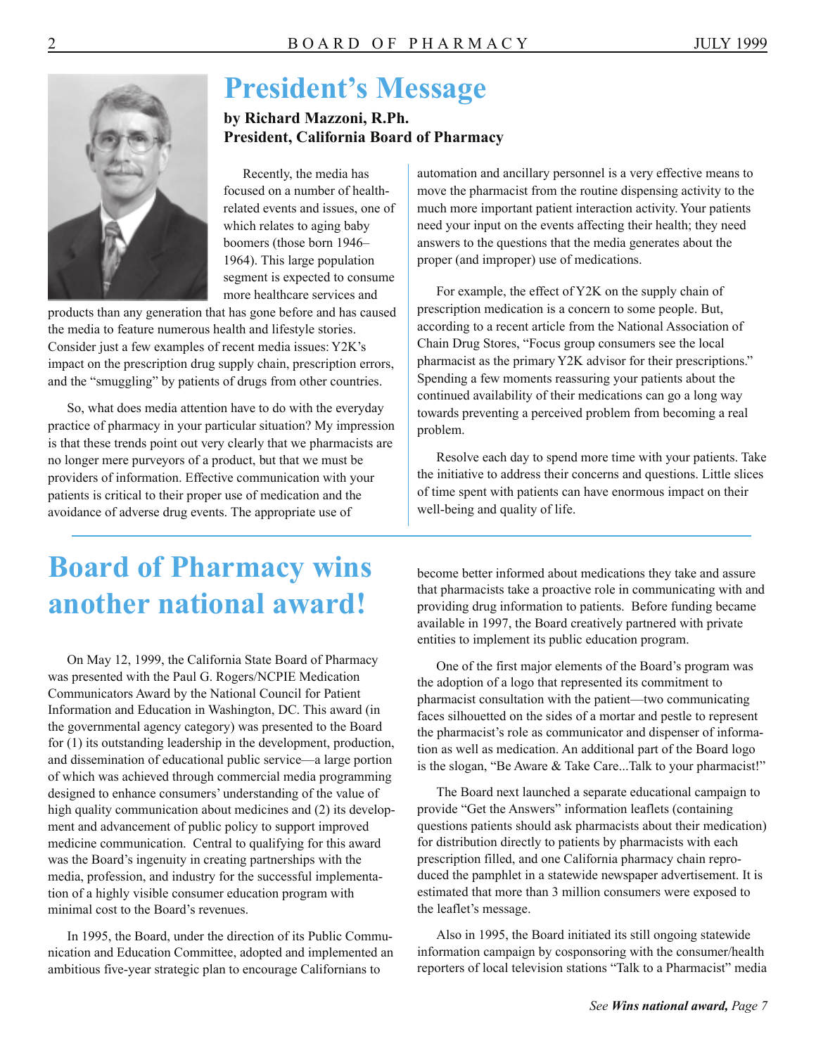# President's Message

**by Richard Mazzoni, R.Ph.**
**President, California Board of Pharmacy**

Recently, the media has focused on a number of health-related events and issues, one of which relates to aging baby boomers (those born 1946–1964). This large population segment is expected to consume more healthcare services and products than any generation that has gone before and has caused the media to feature numerous health and lifestyle stories. Consider just a few examples of recent media issues: Y2K's impact on the prescription drug supply chain, prescription errors, and the "smuggling" by patients of drugs from other countries.

So, what does media attention have to do with the everyday practice of pharmacy in your particular situation? My impression is that these trends point out very clearly that we pharmacists are no longer mere purveyors of a product, but that we must be providers of information. Effective communication with your patients is critical to their proper use of medication and the avoidance of adverse drug events. The appropriate use of automation and ancillary personnel is a very effective means to move the pharmacist from the routine dispensing activity to the much more important patient interaction activity. Your patients need your input on the events affecting their health; they need answers to the questions that the media generates about the proper (and improper) use of medications.

For example, the effect of Y2K on the supply chain of prescription medication is a concern to some people. But, according to a recent article from the National Association of Chain Drug Stores, "Focus group consumers see the local pharmacist as the primary Y2K advisor for their prescriptions." Spending a few moments reassuring your patients about the continued availability of their medications can go a long way towards preventing a perceived problem from becoming a real problem.

Resolve each day to spend more time with your patients. Take the initiative to address their concerns and questions. Little slices of time spent with patients can have enormous impact on their well-being and quality of life.

# Board of Pharmacy wins another national award!

On May 12, 1999, the California State Board of Pharmacy was presented with the Paul G. Rogers/NCPIE Medication Communicators Award by the National Council for Patient Information and Education in Washington, DC. This award (in the governmental agency category) was presented to the Board for (1) its outstanding leadership in the development, production, and dissemination of educational public service—a large portion of which was achieved through commercial media programming designed to enhance consumers' understanding of the value of high quality communication about medicines and (2) its development and advancement of public policy to support improved medicine communication. Central to qualifying for this award was the Board's ingenuity in creating partnerships with the media, profession, and industry for the successful implementation of a highly visible consumer education program with minimal cost to the Board's revenues.

In 1995, the Board, under the direction of its Public Communication and Education Committee, adopted and implemented an ambitious five-year strategic plan to encourage Californians to become better informed about medications they take and assure that pharmacists take a proactive role in communicating with and providing drug information to patients. Before funding became available in 1997, the Board creatively partnered with private entities to implement its public education program.

One of the first major elements of the Board's program was the adoption of a logo that represented its commitment to pharmacist consultation with the patient—two communicating faces silhouetted on the sides of a mortar and pestle to represent the pharmacist's role as communicator and dispenser of information as well as medication. An additional part of the Board logo is the slogan, "Be Aware & Take Care...Talk to your pharmacist!"

The Board next launched a separate educational campaign to provide "Get the Answers" information leaflets (containing questions patients should ask pharmacists about their medication) for distribution directly to patients by pharmacists with each prescription filled, and one California pharmacy chain reproduced the pamphlet in a statewide newspaper advertisement. It is estimated that more than 3 million consumers were exposed to the leaflet's message.

Also in 1995, the Board initiated its still ongoing statewide information campaign by cosponsoring with the consumer/health reporters of local television stations "Talk to a Pharmacist" media

*See **Wins national award,** Page 7*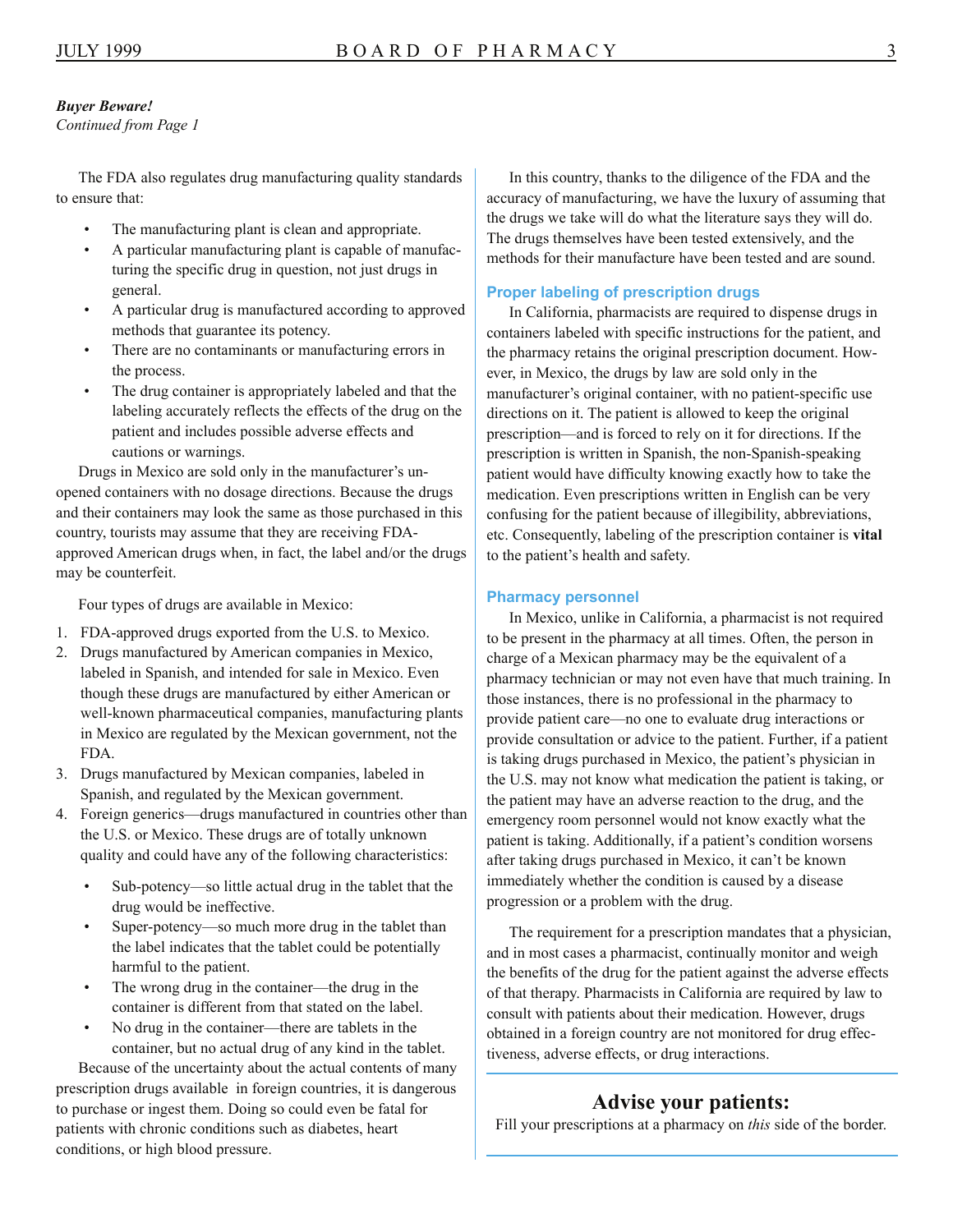*Buyer Beware!*
*Continued from Page 1*

The FDA also regulates drug manufacturing quality standards to ensure that:

- The manufacturing plant is clean and appropriate.
- A particular manufacturing plant is capable of manufacturing the specific drug in question, not just drugs in general.
- A particular drug is manufactured according to approved methods that guarantee its potency.
- There are no contaminants or manufacturing errors in the process.
- The drug container is appropriately labeled and that the labeling accurately reflects the effects of the drug on the patient and includes possible adverse effects and cautions or warnings.

Drugs in Mexico are sold only in the manufacturer's unopened containers with no dosage directions. Because the drugs and their containers may look the same as those purchased in this country, tourists may assume that they are receiving FDA-approved American drugs when, in fact, the label and/or the drugs may be counterfeit.

Four types of drugs are available in Mexico:

1. FDA-approved drugs exported from the U.S. to Mexico.
2. Drugs manufactured by American companies in Mexico, labeled in Spanish, and intended for sale in Mexico. Even though these drugs are manufactured by either American or well-known pharmaceutical companies, manufacturing plants in Mexico are regulated by the Mexican government, not the FDA.
3. Drugs manufactured by Mexican companies, labeled in Spanish, and regulated by the Mexican government.
4. Foreign generics—drugs manufactured in countries other than the U.S. or Mexico. These drugs are of totally unknown quality and could have any of the following characteristics:
   - Sub-potency—so little actual drug in the tablet that the drug would be ineffective.
   - Super-potency—so much more drug in the tablet than the label indicates that the tablet could be potentially harmful to the patient.
   - The wrong drug in the container—the drug in the container is different from that stated on the label.
   - No drug in the container—there are tablets in the container, but no actual drug of any kind in the tablet.

Because of the uncertainty about the actual contents of many prescription drugs available in foreign countries, it is dangerous to purchase or ingest them. Doing so could even be fatal for patients with chronic conditions such as diabetes, heart conditions, or high blood pressure.

In this country, thanks to the diligence of the FDA and the accuracy of manufacturing, we have the luxury of assuming that the drugs we take will do what the literature says they will do. The drugs themselves have been tested extensively, and the methods for their manufacture have been tested and are sound.

### Proper labeling of prescription drugs

In California, pharmacists are required to dispense drugs in containers labeled with specific instructions for the patient, and the pharmacy retains the original prescription document. However, in Mexico, the drugs by law are sold only in the manufacturer's original container, with no patient-specific use directions on it. The patient is allowed to keep the original prescription—and is forced to rely on it for directions. If the prescription is written in Spanish, the non-Spanish-speaking patient would have difficulty knowing exactly how to take the medication. Even prescriptions written in English can be very confusing for the patient because of illegibility, abbreviations, etc. Consequently, labeling of the prescription container is **vital** to the patient's health and safety.

### Pharmacy personnel

In Mexico, unlike in California, a pharmacist is not required to be present in the pharmacy at all times. Often, the person in charge of a Mexican pharmacy may be the equivalent of a pharmacy technician or may not even have that much training. In those instances, there is no professional in the pharmacy to provide patient care—no one to evaluate drug interactions or provide consultation or advice to the patient. Further, if a patient is taking drugs purchased in Mexico, the patient's physician in the U.S. may not know what medication the patient is taking, or the patient may have an adverse reaction to the drug, and the emergency room personnel would not know exactly what the patient is taking. Additionally, if a patient's condition worsens after taking drugs purchased in Mexico, it can't be known immediately whether the condition is caused by a disease progression or a problem with the drug.

The requirement for a prescription mandates that a physician, and in most cases a pharmacist, continually monitor and weigh the benefits of the drug for the patient against the adverse effects of that therapy. Pharmacists in California are required by law to consult with patients about their medication. However, drugs obtained in a foreign country are not monitored for drug effectiveness, adverse effects, or drug interactions.

## Advise your patients:

Fill your prescriptions at a pharmacy on *this* side of the border.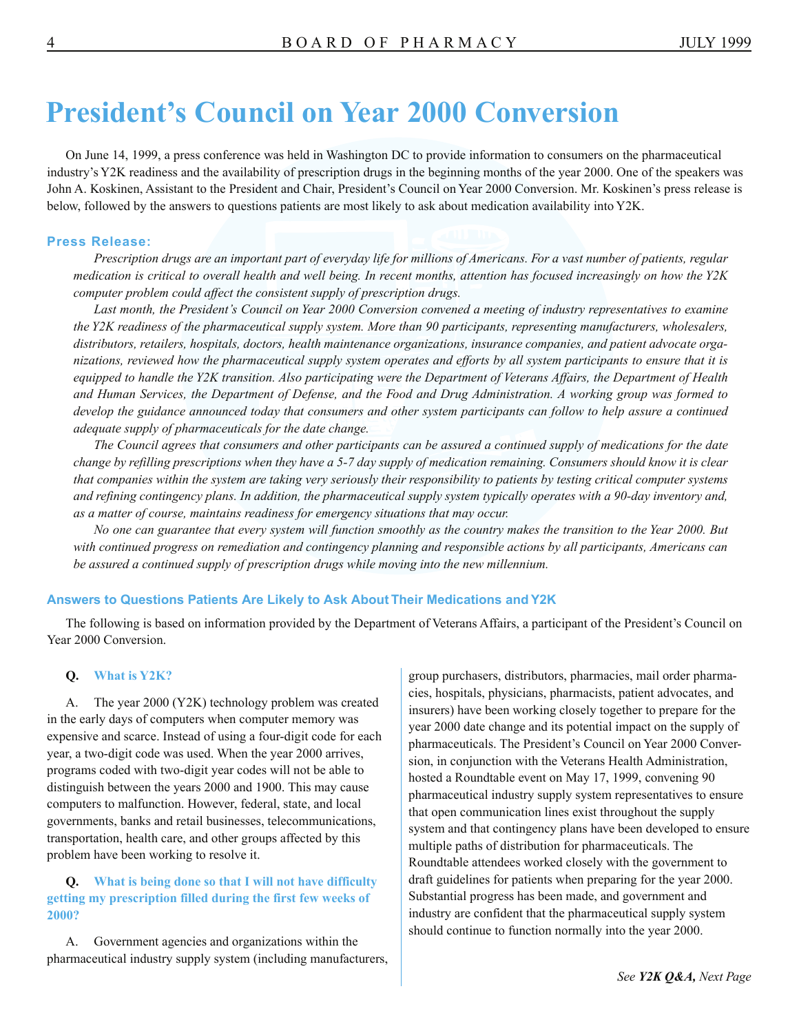# President's Council on Year 2000 Conversion

On June 14, 1999, a press conference was held in Washington DC to provide information to consumers on the pharmaceutical industry's Y2K readiness and the availability of prescription drugs in the beginning months of the year 2000. One of the speakers was John A. Koskinen, Assistant to the President and Chair, President's Council on Year 2000 Conversion. Mr. Koskinen's press release is below, followed by the answers to questions patients are most likely to ask about medication availability into Y2K.

### Press Release:

*Prescription drugs are an important part of everyday life for millions of Americans. For a vast number of patients, regular medication is critical to overall health and well being. In recent months, attention has focused increasingly on how the Y2K computer problem could affect the consistent supply of prescription drugs.*

*Last month, the President's Council on Year 2000 Conversion convened a meeting of industry representatives to examine the Y2K readiness of the pharmaceutical supply system. More than 90 participants, representing manufacturers, wholesalers, distributors, retailers, hospitals, doctors, health maintenance organizations, insurance companies, and patient advocate organizations, reviewed how the pharmaceutical supply system operates and efforts by all system participants to ensure that it is equipped to handle the Y2K transition. Also participating were the Department of Veterans Affairs, the Department of Health and Human Services, the Department of Defense, and the Food and Drug Administration. A working group was formed to develop the guidance announced today that consumers and other system participants can follow to help assure a continued adequate supply of pharmaceuticals for the date change.*

*The Council agrees that consumers and other participants can be assured a continued supply of medications for the date change by refilling prescriptions when they have a 5-7 day supply of medication remaining. Consumers should know it is clear that companies within the system are taking very seriously their responsibility to patients by testing critical computer systems and refining contingency plans. In addition, the pharmaceutical supply system typically operates with a 90-day inventory and, as a matter of course, maintains readiness for emergency situations that may occur.*

*No one can guarantee that every system will function smoothly as the country makes the transition to the Year 2000. But with continued progress on remediation and contingency planning and responsible actions by all participants, Americans can be assured a continued supply of prescription drugs while moving into the new millennium.*

### Answers to Questions Patients Are Likely to Ask About Their Medications and Y2K

The following is based on information provided by the Department of Veterans Affairs, a participant of the President's Council on Year 2000 Conversion.

**Q. What is Y2K?**

A. The year 2000 (Y2K) technology problem was created in the early days of computers when computer memory was expensive and scarce. Instead of using a four-digit code for each year, a two-digit code was used. When the year 2000 arrives, programs coded with two-digit year codes will not be able to distinguish between the years 2000 and 1900. This may cause computers to malfunction. However, federal, state, and local governments, banks and retail businesses, telecommunications, transportation, health care, and other groups affected by this problem have been working to resolve it.

**Q. What is being done so that I will not have difficulty getting my prescription filled during the first few weeks of 2000?**

A. Government agencies and organizations within the pharmaceutical industry supply system (including manufacturers, group purchasers, distributors, pharmacies, mail order pharmacies, hospitals, physicians, pharmacists, patient advocates, and insurers) have been working closely together to prepare for the year 2000 date change and its potential impact on the supply of pharmaceuticals. The President's Council on Year 2000 Conversion, in conjunction with the Veterans Health Administration, hosted a Roundtable event on May 17, 1999, convening 90 pharmaceutical industry supply system representatives to ensure that open communication lines exist throughout the supply system and that contingency plans have been developed to ensure multiple paths of distribution for pharmaceuticals. The Roundtable attendees worked closely with the government to draft guidelines for patients when preparing for the year 2000. Substantial progress has been made, and government and industry are confident that the pharmaceutical supply system should continue to function normally into the year 2000.

*See **Y2K Q&A,** Next Page*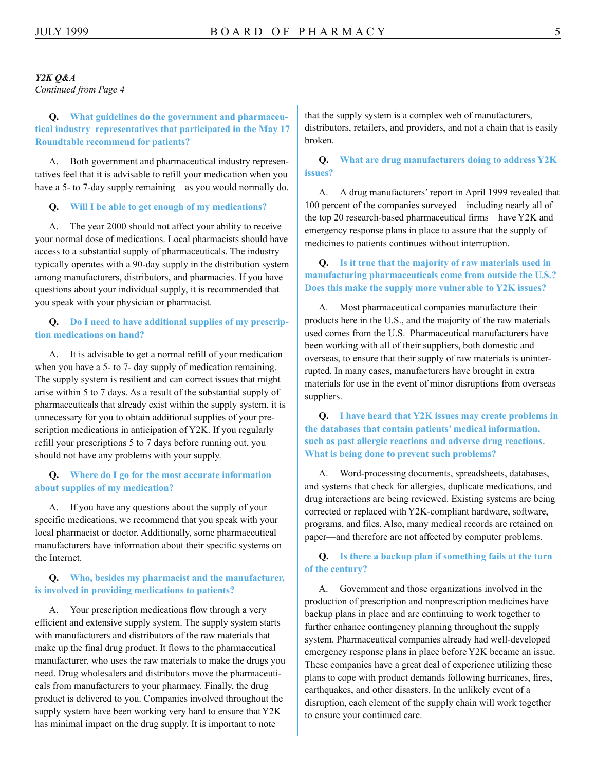***Y2K Q&A***
*Continued from Page 4*

**Q. What guidelines do the government and pharmaceutical industry representatives that participated in the May 17 Roundtable recommend for patients?**

A. Both government and pharmaceutical industry representatives feel that it is advisable to refill your medication when you have a 5- to 7-day supply remaining—as you would normally do.

**Q. Will I be able to get enough of my medications?**

A. The year 2000 should not affect your ability to receive your normal dose of medications. Local pharmacists should have access to a substantial supply of pharmaceuticals. The industry typically operates with a 90-day supply in the distribution system among manufacturers, distributors, and pharmacies. If you have questions about your individual supply, it is recommended that you speak with your physician or pharmacist.

**Q. Do I need to have additional supplies of my prescription medications on hand?**

A. It is advisable to get a normal refill of your medication when you have a 5- to 7- day supply of medication remaining. The supply system is resilient and can correct issues that might arise within 5 to 7 days. As a result of the substantial supply of pharmaceuticals that already exist within the supply system, it is unnecessary for you to obtain additional supplies of your prescription medications in anticipation of Y2K. If you regularly refill your prescriptions 5 to 7 days before running out, you should not have any problems with your supply.

**Q. Where do I go for the most accurate information about supplies of my medication?**

A. If you have any questions about the supply of your specific medications, we recommend that you speak with your local pharmacist or doctor. Additionally, some pharmaceutical manufacturers have information about their specific systems on the Internet.

**Q. Who, besides my pharmacist and the manufacturer, is involved in providing medications to patients?**

A. Your prescription medications flow through a very efficient and extensive supply system. The supply system starts with manufacturers and distributors of the raw materials that make up the final drug product. It flows to the pharmaceutical manufacturer, who uses the raw materials to make the drugs you need. Drug wholesalers and distributors move the pharmaceuticals from manufacturers to your pharmacy. Finally, the drug product is delivered to you. Companies involved throughout the supply system have been working very hard to ensure that Y2K has minimal impact on the drug supply. It is important to note that the supply system is a complex web of manufacturers, distributors, retailers, and providers, and not a chain that is easily broken.

**Q. What are drug manufacturers doing to address Y2K issues?**

A. A drug manufacturers' report in April 1999 revealed that 100 percent of the companies surveyed—including nearly all of the top 20 research-based pharmaceutical firms—have Y2K and emergency response plans in place to assure that the supply of medicines to patients continues without interruption.

**Q. Is it true that the majority of raw materials used in manufacturing pharmaceuticals come from outside the U.S.? Does this make the supply more vulnerable to Y2K issues?**

A. Most pharmaceutical companies manufacture their products here in the U.S., and the majority of the raw materials used comes from the U.S. Pharmaceutical manufacturers have been working with all of their suppliers, both domestic and overseas, to ensure that their supply of raw materials is uninterrupted. In many cases, manufacturers have brought in extra materials for use in the event of minor disruptions from overseas suppliers.

**Q. I have heard that Y2K issues may create problems in the databases that contain patients' medical information, such as past allergic reactions and adverse drug reactions. What is being done to prevent such problems?**

A. Word-processing documents, spreadsheets, databases, and systems that check for allergies, duplicate medications, and drug interactions are being reviewed. Existing systems are being corrected or replaced with Y2K-compliant hardware, software, programs, and files. Also, many medical records are retained on paper—and therefore are not affected by computer problems.

**Q. Is there a backup plan if something fails at the turn of the century?**

A. Government and those organizations involved in the production of prescription and nonprescription medicines have backup plans in place and are continuing to work together to further enhance contingency planning throughout the supply system. Pharmaceutical companies already had well-developed emergency response plans in place before Y2K became an issue. These companies have a great deal of experience utilizing these plans to cope with product demands following hurricanes, fires, earthquakes, and other disasters. In the unlikely event of a disruption, each element of the supply chain will work together to ensure your continued care.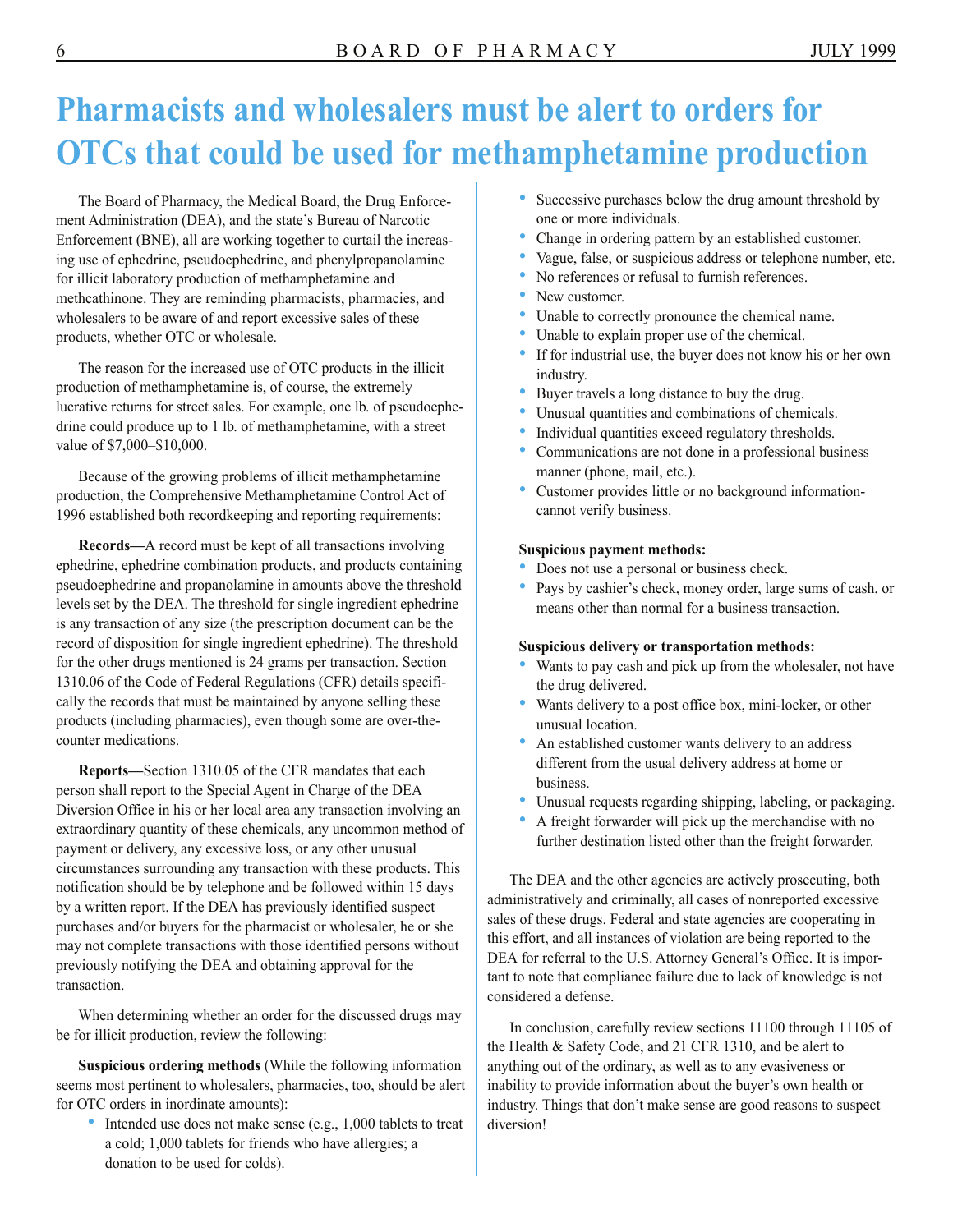# Pharmacists and wholesalers must be alert to orders for OTCs that could be used for methamphetamine production

The Board of Pharmacy, the Medical Board, the Drug Enforcement Administration (DEA), and the state's Bureau of Narcotic Enforcement (BNE), all are working together to curtail the increasing use of ephedrine, pseudoephedrine, and phenylpropanolamine for illicit laboratory production of methamphetamine and methcathinone. They are reminding pharmacists, pharmacies, and wholesalers to be aware of and report excessive sales of these products, whether OTC or wholesale.

The reason for the increased use of OTC products in the illicit production of methamphetamine is, of course, the extremely lucrative returns for street sales. For example, one lb. of pseudoephedrine could produce up to 1 lb. of methamphetamine, with a street value of $7,000–$10,000.

Because of the growing problems of illicit methamphetamine production, the Comprehensive Methamphetamine Control Act of 1996 established both recordkeeping and reporting requirements:

**Records—**A record must be kept of all transactions involving ephedrine, ephedrine combination products, and products containing pseudoephedrine and propanolamine in amounts above the threshold levels set by the DEA. The threshold for single ingredient ephedrine is any transaction of any size (the prescription document can be the record of disposition for single ingredient ephedrine). The threshold for the other drugs mentioned is 24 grams per transaction. Section 1310.06 of the Code of Federal Regulations (CFR) details specifically the records that must be maintained by anyone selling these products (including pharmacies), even though some are over-the-counter medications.

**Reports—**Section 1310.05 of the CFR mandates that each person shall report to the Special Agent in Charge of the DEA Diversion Office in his or her local area any transaction involving an extraordinary quantity of these chemicals, any uncommon method of payment or delivery, any excessive loss, or any other unusual circumstances surrounding any transaction with these products. This notification should be by telephone and be followed within 15 days by a written report. If the DEA has previously identified suspect purchases and/or buyers for the pharmacist or wholesaler, he or she may not complete transactions with those identified persons without previously notifying the DEA and obtaining approval for the transaction.

When determining whether an order for the discussed drugs may be for illicit production, review the following:

**Suspicious ordering methods** (While the following information seems most pertinent to wholesalers, pharmacies, too, should be alert for OTC orders in inordinate amounts):

- Intended use does not make sense (e.g., 1,000 tablets to treat a cold; 1,000 tablets for friends who have allergies; a donation to be used for colds).
- Successive purchases below the drug amount threshold by one or more individuals.
- Change in ordering pattern by an established customer.
- Vague, false, or suspicious address or telephone number, etc.
- No references or refusal to furnish references.
- New customer.
- Unable to correctly pronounce the chemical name.
- Unable to explain proper use of the chemical.
- If for industrial use, the buyer does not know his or her own industry.
- Buyer travels a long distance to buy the drug.
- Unusual quantities and combinations of chemicals.
- Individual quantities exceed regulatory thresholds.
- Communications are not done in a professional business manner (phone, mail, etc.).
- Customer provides little or no background information-cannot verify business.

**Suspicious payment methods:**

- Does not use a personal or business check.
- Pays by cashier's check, money order, large sums of cash, or means other than normal for a business transaction.

**Suspicious delivery or transportation methods:**

- Wants to pay cash and pick up from the wholesaler, not have the drug delivered.
- Wants delivery to a post office box, mini-locker, or other unusual location.
- An established customer wants delivery to an address different from the usual delivery address at home or business.
- Unusual requests regarding shipping, labeling, or packaging.
- A freight forwarder will pick up the merchandise with no further destination listed other than the freight forwarder.

The DEA and the other agencies are actively prosecuting, both administratively and criminally, all cases of nonreported excessive sales of these drugs. Federal and state agencies are cooperating in this effort, and all instances of violation are being reported to the DEA for referral to the U.S. Attorney General's Office. It is important to note that compliance failure due to lack of knowledge is not considered a defense.

In conclusion, carefully review sections 11100 through 11105 of the Health & Safety Code, and 21 CFR 1310, and be alert to anything out of the ordinary, as well as to any evasiveness or inability to provide information about the buyer's own health or industry. Things that don't make sense are good reasons to suspect diversion!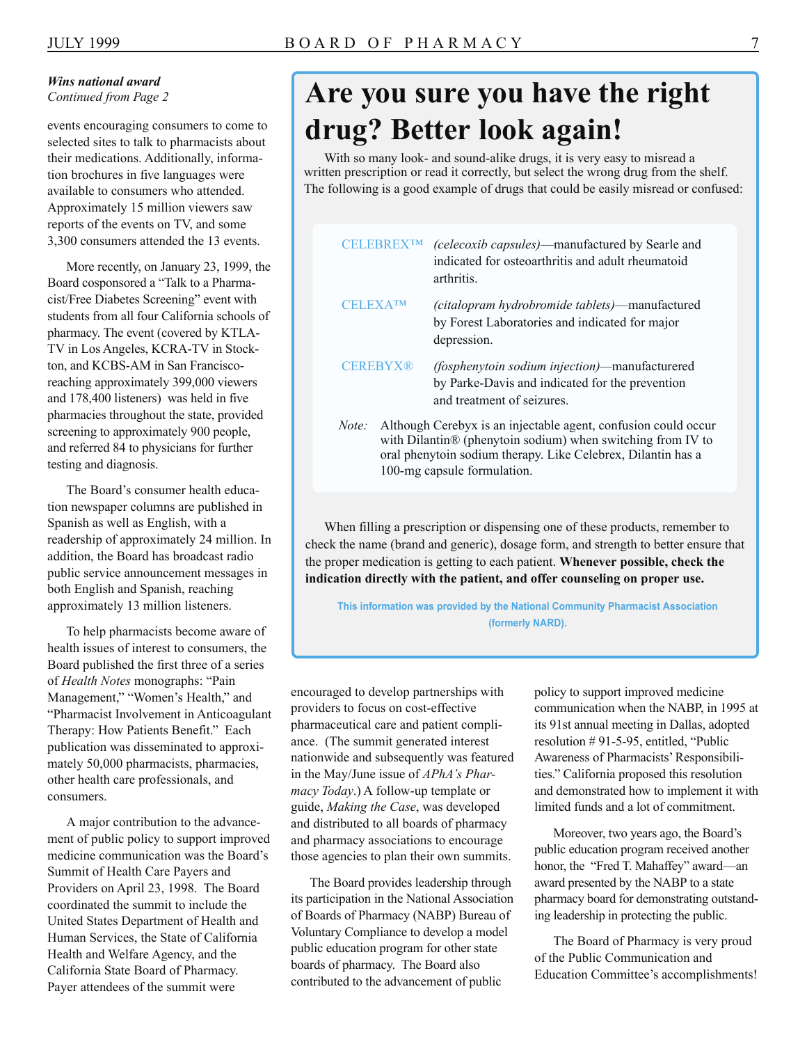***Wins national award***
*Continued from Page 2*

events encouraging consumers to come to selected sites to talk to pharmacists about their medications. Additionally, information brochures in five languages were available to consumers who attended. Approximately 15 million viewers saw reports of the events on TV, and some 3,300 consumers attended the 13 events.

More recently, on January 23, 1999, the Board cosponsored a "Talk to a Pharmacist/Free Diabetes Screening" event with students from all four California schools of pharmacy. The event (covered by KTLA-TV in Los Angeles, KCRA-TV in Stockton, and KCBS-AM in San Francisco-reaching approximately 399,000 viewers and 178,400 listeners) was held in five pharmacies throughout the state, provided screening to approximately 900 people, and referred 84 to physicians for further testing and diagnosis.

The Board's consumer health education newspaper columns are published in Spanish as well as English, with a readership of approximately 24 million. In addition, the Board has broadcast radio public service announcement messages in both English and Spanish, reaching approximately 13 million listeners.

To help pharmacists become aware of health issues of interest to consumers, the Board published the first three of a series of *Health Notes* monographs: "Pain Management," "Women's Health," and "Pharmacist Involvement in Anticoagulant Therapy: How Patients Benefit." Each publication was disseminated to approximately 50,000 pharmacists, pharmacies, other health care professionals, and consumers.

A major contribution to the advancement of public policy to support improved medicine communication was the Board's Summit of Health Care Payers and Providers on April 23, 1998. The Board coordinated the summit to include the United States Department of Health and Human Services, the State of California Health and Welfare Agency, and the California State Board of Pharmacy. Payer attendees of the summit were encouraged to develop partnerships with providers to focus on cost-effective pharmaceutical care and patient compliance. (The summit generated interest nationwide and subsequently was featured in the May/June issue of *APhA's Pharmacy Today*.) A follow-up template or guide, *Making the Case*, was developed and distributed to all boards of pharmacy and pharmacy associations to encourage those agencies to plan their own summits.

The Board provides leadership through its participation in the National Association of Boards of Pharmacy (NABP) Bureau of Voluntary Compliance to develop a model public education program for other state boards of pharmacy. The Board also contributed to the advancement of public policy to support improved medicine communication when the NABP, in 1995 at its 91st annual meeting in Dallas, adopted resolution # 91-5-95, entitled, "Public Awareness of Pharmacists' Responsibilities." California proposed this resolution and demonstrated how to implement it with limited funds and a lot of commitment.

Moreover, two years ago, the Board's public education program received another honor, the "Fred T. Mahaffey" award—an award presented by the NABP to a state pharmacy board for demonstrating outstanding leadership in protecting the public.

The Board of Pharmacy is very proud of the Public Communication and Education Committee's accomplishments!

# Are you sure you have the right drug? Better look again!

With so many look- and sound-alike drugs, it is very easy to misread a written prescription or read it correctly, but select the wrong drug from the shelf. The following is a good example of drugs that could be easily misread or confused:

CELEBREX™ *(celecoxib capsules)*—manufactured by Searle and indicated for osteoarthritis and adult rheumatoid arthritis.

CELEXA™ *(citalopram hydrobromide tablets)*—manufactured by Forest Laboratories and indicated for major depression.

CEREBYX® *(fosphenytoin sodium injection)*—manufacturered by Parke-Davis and indicated for the prevention and treatment of seizures.

*Note:* Although Cerebyx is an injectable agent, confusion could occur with Dilantin® (phenytoin sodium) when switching from IV to oral phenytoin sodium therapy. Like Celebrex, Dilantin has a 100-mg capsule formulation.

When filling a prescription or dispensing one of these products, remember to check the name (brand and generic), dosage form, and strength to better ensure that the proper medication is getting to each patient. **Whenever possible, check the indication directly with the patient, and offer counseling on proper use.**

**This information was provided by the National Community Pharmacist Association (formerly NARD).**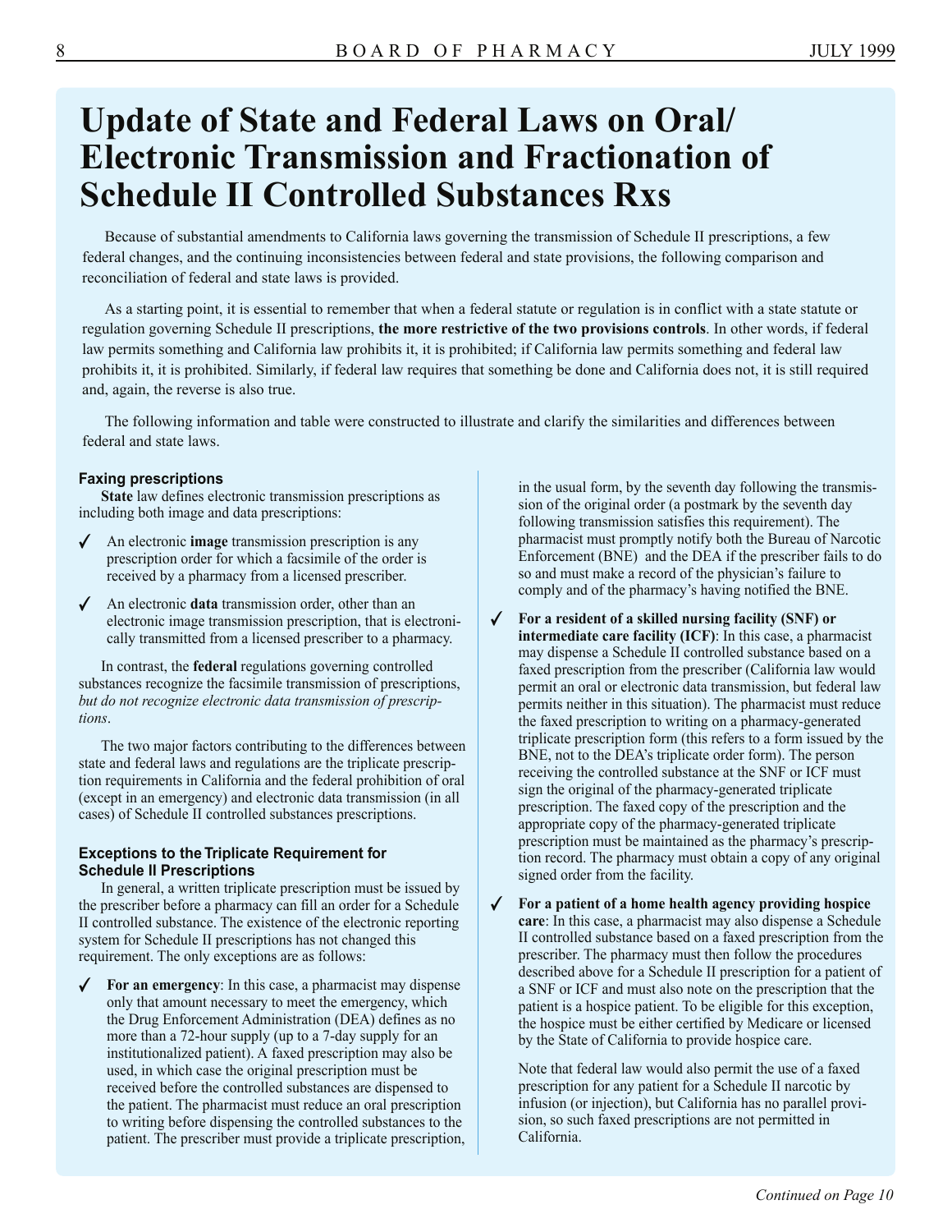# Update of State and Federal Laws on Oral/ Electronic Transmission and Fractionation of Schedule II Controlled Substances Rxs

Because of substantial amendments to California laws governing the transmission of Schedule II prescriptions, a few federal changes, and the continuing inconsistencies between federal and state provisions, the following comparison and reconciliation of federal and state laws is provided.

As a starting point, it is essential to remember that when a federal statute or regulation is in conflict with a state statute or regulation governing Schedule II prescriptions, **the more restrictive of the two provisions controls**. In other words, if federal law permits something and California law prohibits it, it is prohibited; if California law permits something and federal law prohibits it, it is prohibited. Similarly, if federal law requires that something be done and California does not, it is still required and, again, the reverse is also true.

The following information and table were constructed to illustrate and clarify the similarities and differences between federal and state laws.

### Faxing prescriptions

**State** law defines electronic transmission prescriptions as including both image and data prescriptions:

- ✓ An electronic **image** transmission prescription is any prescription order for which a facsimile of the order is received by a pharmacy from a licensed prescriber.
- ✓ An electronic **data** transmission order, other than an electronic image transmission prescription, that is electronically transmitted from a licensed prescriber to a pharmacy.

In contrast, the **federal** regulations governing controlled substances recognize the facsimile transmission of prescriptions, *but do not recognize electronic data transmission of prescriptions*.

The two major factors contributing to the differences between state and federal laws and regulations are the triplicate prescription requirements in California and the federal prohibition of oral (except in an emergency) and electronic data transmission (in all cases) of Schedule II controlled substances prescriptions.

### Exceptions to the Triplicate Requirement for Schedule II Prescriptions

In general, a written triplicate prescription must be issued by the prescriber before a pharmacy can fill an order for a Schedule II controlled substance. The existence of the electronic reporting system for Schedule II prescriptions has not changed this requirement. The only exceptions are as follows:

- ✓ **For an emergency**: In this case, a pharmacist may dispense only that amount necessary to meet the emergency, which the Drug Enforcement Administration (DEA) defines as no more than a 72-hour supply (up to a 7-day supply for an institutionalized patient). A faxed prescription may also be used, in which case the original prescription must be received before the controlled substances are dispensed to the patient. The pharmacist must reduce an oral prescription to writing before dispensing the controlled substances to the patient. The prescriber must provide a triplicate prescription, in the usual form, by the seventh day following the transmission of the original order (a postmark by the seventh day following transmission satisfies this requirement). The pharmacist must promptly notify both the Bureau of Narcotic Enforcement (BNE) and the DEA if the prescriber fails to do so and must make a record of the physician's failure to comply and of the pharmacy's having notified the BNE.
- ✓ **For a resident of a skilled nursing facility (SNF) or intermediate care facility (ICF)**: In this case, a pharmacist may dispense a Schedule II controlled substance based on a faxed prescription from the prescriber (California law would permit an oral or electronic data transmission, but federal law permits neither in this situation). The pharmacist must reduce the faxed prescription to writing on a pharmacy-generated triplicate prescription form (this refers to a form issued by the BNE, not to the DEA's triplicate order form). The person receiving the controlled substance at the SNF or ICF must sign the original of the pharmacy-generated triplicate prescription. The faxed copy of the prescription and the appropriate copy of the pharmacy-generated triplicate prescription must be maintained as the pharmacy's prescription record. The pharmacy must obtain a copy of any original signed order from the facility.
- ✓ **For a patient of a home health agency providing hospice care**: In this case, a pharmacist may also dispense a Schedule II controlled substance based on a faxed prescription from the prescriber. The pharmacy must then follow the procedures described above for a Schedule II prescription for a patient of a SNF or ICF and must also note on the prescription that the patient is a hospice patient. To be eligible for this exception, the hospice must be either certified by Medicare or licensed by the State of California to provide hospice care.

  Note that federal law would also permit the use of a faxed prescription for any patient for a Schedule II narcotic by infusion (or injection), but California has no parallel provision, so such faxed prescriptions are not permitted in California.

*Continued on Page 10*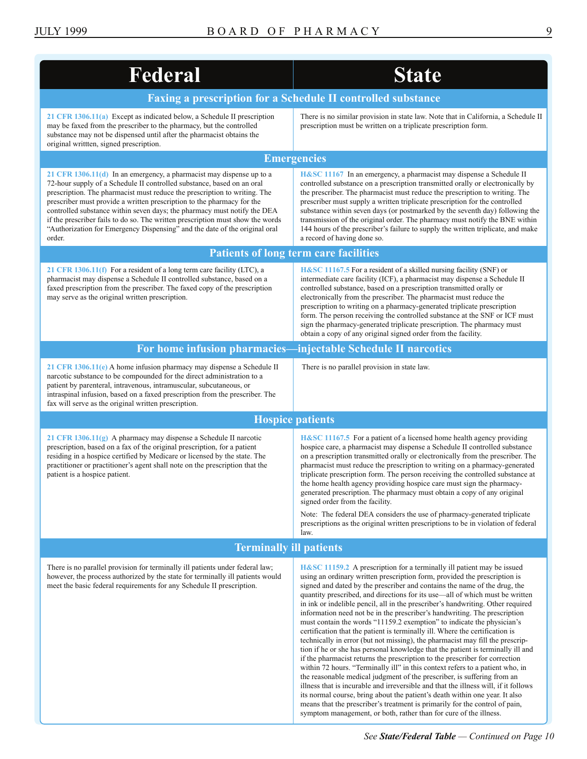| Federal | State |
|---|---|
| **Faxing a prescription for a Schedule II controlled substance** | |
| **21 CFR 1306.11(a)** Except as indicated below, a Schedule II prescription may be faxed from the prescriber to the pharmacy, but the controlled substance may not be dispensed until after the pharmacist obtains the original writtten, signed prescription. | There is no similar provision in state law. Note that in California, a Schedule II prescription must be written on a triplicate prescription form. |
| **Emergencies** | |
| **21 CFR 1306.11(d)** In an emergency, a pharmacist may dispense up to a 72-hour supply of a Schedule II controlled substance, based on an oral prescription. The pharmacist must reduce the prescription to writing. The prescriber must provide a written prescription to the pharmacy for the controlled substance within seven days; the pharmacy must notify the DEA if the prescriber fails to do so. The written prescription must show the words "Authorization for Emergency Dispensing" and the date of the original oral order. | **H&SC 11167** In an emergency, a pharmacist may dispense a Schedule II controlled substance on a prescription transmitted orally or electronically by the prescriber. The pharmacist must reduce the prescription to writing. The prescriber must supply a written triplicate prescription for the controlled substance within seven days (or postmarked by the seventh day) following the transmission of the original order. The pharmacy must notify the BNE within 144 hours of the prescriber's failure to supply the written triplicate, and make a record of having done so. |
| **Patients of long term care facilities** | |
| **21 CFR 1306.11(f)** For a resident of a long term care facility (LTC), a pharmacist may dispense a Schedule II controlled substance, based on a faxed prescription from the prescriber. The faxed copy of the prescription may serve as the original written prescription. | **H&SC 11167.5** For a resident of a skilled nursing facility (SNF) or intermediate care facility (ICF), a pharmacist may dispense a Schedule II controlled substance, based on a prescription transmitted orally or electronically from the prescriber. The pharmacist must reduce the prescription to writing on a pharmacy-generated triplicate prescription form. The person receiving the controlled substance at the SNF or ICF must sign the pharmacy-generated triplicate prescription. The pharmacy must obtain a copy of any original signed order from the facility. |
| **For home infusion pharmacies—injectable Schedule II narcotics** | |
| **21 CFR 1306.11(e)** A home infusion pharmacy may dispense a Schedule II narcotic substance to be compounded for the direct administration to a patient by parenteral, intravenous, intramuscular, subcutaneous, or intraspinal infusion, based on a faxed prescription from the prescriber. The fax will serve as the original written prescription. | There is no parallel provision in state law. |
| **Hospice patients** | |
| **21 CFR 1306.11(g)** A pharmacy may dispense a Schedule II narcotic prescription, based on a fax of the original prescription, for a patient residing in a hospice certified by Medicare or licensed by the state. The practitioner or practitioner's agent shall note on the prescription that the patient is a hospice patient. | **H&SC 11167.5** For a patient of a licensed home health agency providing hospice care, a pharmacist may dispense a Schedule II controlled substance on a prescription transmitted orally or electronically from the prescriber. The pharmacist must reduce the prescription to writing on a pharmacy-generated triplicate prescription form. The person receiving the controlled substance at the home health agency providing hospice care must sign the pharmacy-generated prescription. The pharmacy must obtain a copy of any original signed order from the facility. <br><br> Note: The federal DEA considers the use of pharmacy-generated triplicate prescriptions as the original written prescriptions to be in violation of federal law. |
| **Terminally ill patients** | |
| There is no parallel provision for terminally ill patients under federal law; however, the process authorized by the state for terminally ill patients would meet the basic federal requirements for any Schedule II prescription. | **H&SC 11159.2** A prescription for a terminally ill patient may be issued using an ordinary written prescription form, provided the prescription is signed and dated by the prescriber and contains the name of the drug, the quantity prescribed, and directions for its use—all of which must be written in ink or indelible pencil, all in the prescriber's handwriting. Other required information need not be in the prescriber's handwriting. The prescription must contain the words "11159.2 exemption" to indicate the physician's certification that the patient is terminally ill. Where the certification is technically in error (but not missing), the pharmacist may fill the prescription if he or she has personal knowledge that the patient is terminally ill and if the pharmacist returns the prescription to the prescriber for correction within 72 hours. "Terminally ill" in this context refers to a patient who, in the reasonable medical judgment of the prescriber, is suffering from an illness that is incurable and irreversible and that the illness will, if it follows its normal course, bring about the patient's death within one year. It also means that the prescriber's treatment is primarily for the control of pain, symptom management, or both, rather than for cure of the illness. |

*See **State/Federal Table** — Continued on Page 10*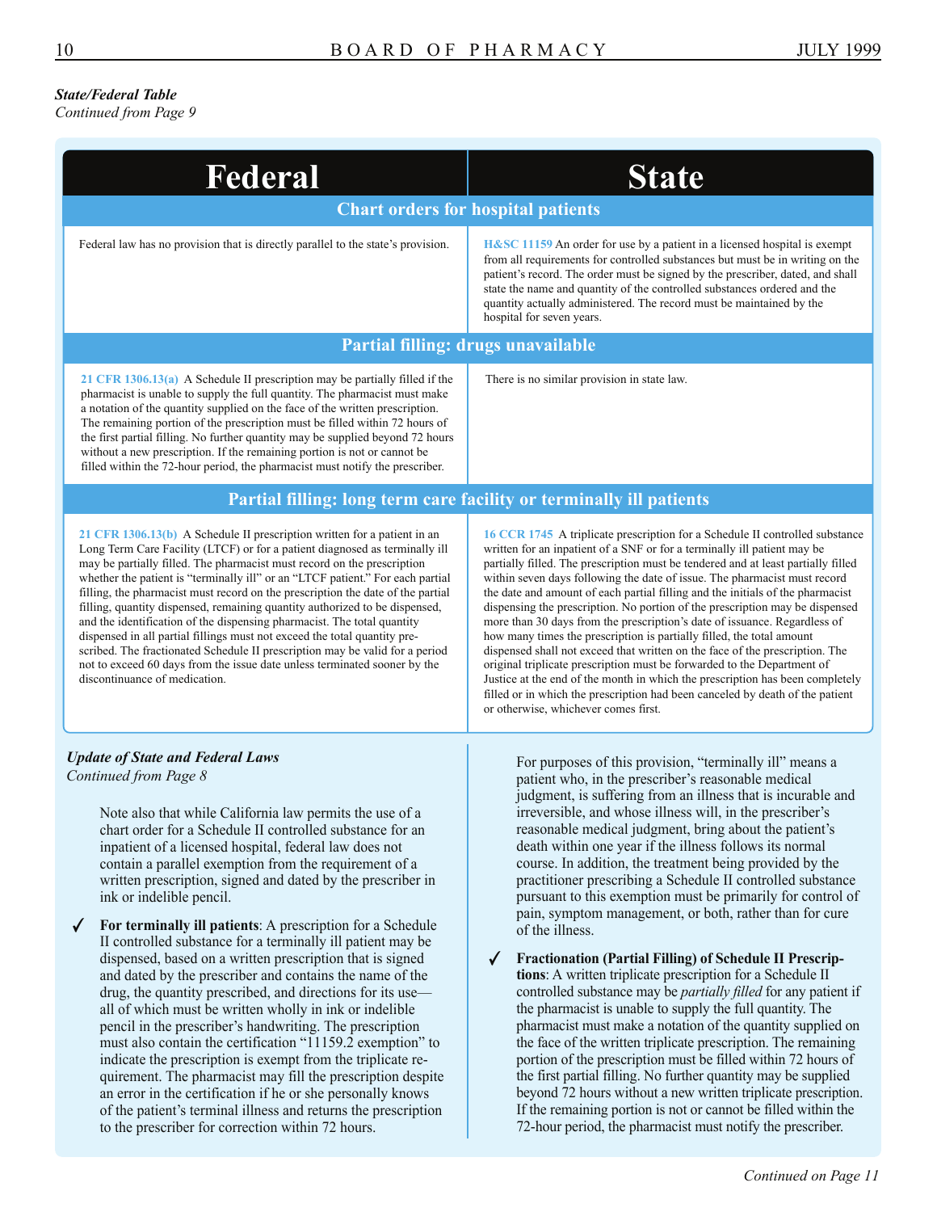***State/Federal Table***
*Continued from Page 9*

| Federal | State |
|---|---|
| **Chart orders for hospital patients** | |
| Federal law has no provision that is directly parallel to the state's provision. | **H&SC 11159** An order for use by a patient in a licensed hospital is exempt from all requirements for controlled substances but must be in writing on the patient's record. The order must be signed by the prescriber, dated, and shall state the name and quantity of the controlled substances ordered and the quantity actually administered. The record must be maintained by the hospital for seven years. |
| **Partial filling: drugs unavailable** | |
| **21 CFR 1306.13(a)** A Schedule II prescription may be partially filled if the pharmacist is unable to supply the full quantity. The pharmacist must make a notation of the quantity supplied on the face of the written prescription. The remaining portion of the prescription must be filled within 72 hours of the first partial filling. No further quantity may be supplied beyond 72 hours without a new prescription. If the remaining portion is not or cannot be filled within the 72-hour period, the pharmacist must notify the prescriber. | There is no similar provision in state law. |
| **Partial filling: long term care facility or terminally ill patients** | |
| **21 CFR 1306.13(b)** A Schedule II prescription written for a patient in an Long Term Care Facility (LTCF) or for a patient diagnosed as terminally ill may be partially filled. The pharmacist must record on the prescription whether the patient is "terminally ill" or an "LTCF patient." For each partial filling, the pharmacist must record on the prescription the date of the partial filling, quantity dispensed, remaining quantity authorized to be dispensed, and the identification of the dispensing pharmacist. The total quantity dispensed in all partial fillings must not exceed the total quantity prescribed. The fractionated Schedule II prescription may be valid for a period not to exceed 60 days from the issue date unless terminated sooner by the discontinuance of medication. | **16 CCR 1745** A triplicate prescription for a Schedule II controlled substance written for an inpatient of a SNF or for a terminally ill patient may be partially filled. The prescription must be tendered and at least partially filled within seven days following the date of issue. The pharmacist must record the date and amount of each partial filling and the initials of the pharmacist dispensing the prescription. No portion of the prescription may be dispensed more than 30 days from the prescription's date of issuance. Regardless of how many times the prescription is partially filled, the total amount dispensed shall not exceed that written on the face of the prescription. The original triplicate prescription must be forwarded to the Department of Justice at the end of the month in which the prescription has been completely filled or in which the prescription had been canceled by death of the patient or otherwise, whichever comes first. |

***Update of State and Federal Laws***
*Continued from Page 8*

Note also that while California law permits the use of a chart order for a Schedule II controlled substance for an inpatient of a licensed hospital, federal law does not contain a parallel exemption from the requirement of a written prescription, signed and dated by the prescriber in ink or indelible pencil.

✓ **For terminally ill patients**: A prescription for a Schedule II controlled substance for a terminally ill patient may be dispensed, based on a written prescription that is signed and dated by the prescriber and contains the name of the drug, the quantity prescribed, and directions for its use—all of which must be written wholly in ink or indelible pencil in the prescriber's handwriting. The prescription must also contain the certification "11159.2 exemption" to indicate the prescription is exempt from the triplicate requirement. The pharmacist may fill the prescription despite an error in the certification if he or she personally knows of the patient's terminal illness and returns the prescription to the prescriber for correction within 72 hours.

For purposes of this provision, "terminally ill" means a patient who, in the prescriber's reasonable medical judgment, is suffering from an illness that is incurable and irreversible, and whose illness will, in the prescriber's reasonable medical judgment, bring about the patient's death within one year if the illness follows its normal course. In addition, the treatment being provided by the practitioner prescribing a Schedule II controlled substance pursuant to this exemption must be primarily for control of pain, symptom management, or both, rather than for cure of the illness.

✓ **Fractionation (Partial Filling) of Schedule II Prescriptions**: A written triplicate prescription for a Schedule II controlled substance may be *partially filled* for any patient if the pharmacist is unable to supply the full quantity. The pharmacist must make a notation of the quantity supplied on the face of the written triplicate prescription. The remaining portion of the prescription must be filled within 72 hours of the first partial filling. No further quantity may be supplied beyond 72 hours without a new written triplicate prescription. If the remaining portion is not or cannot be filled within the 72-hour period, the pharmacist must notify the prescriber.

*Continued on Page 11*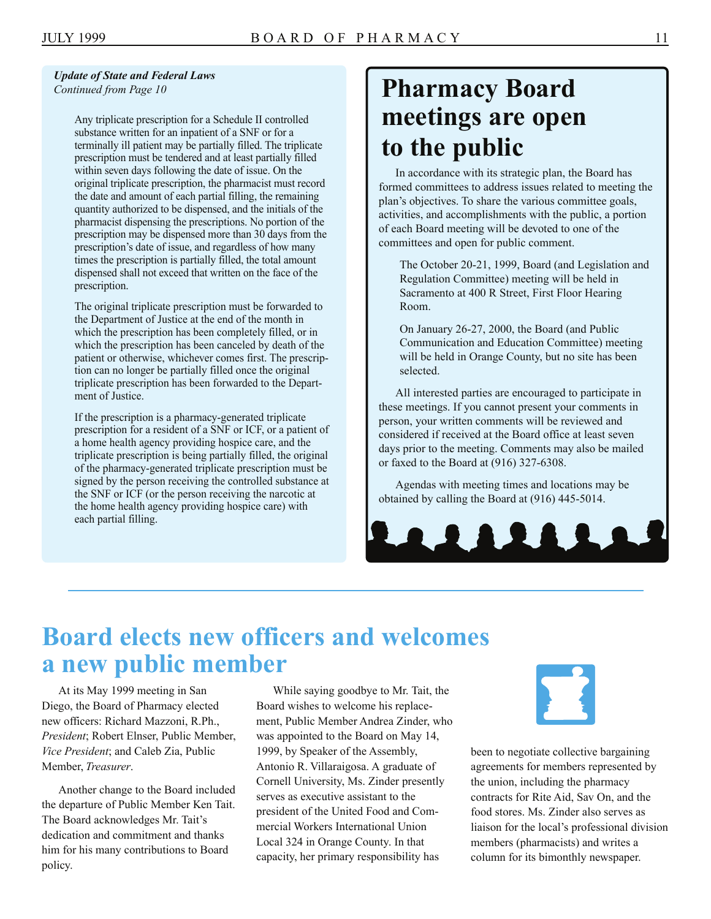***Update of State and Federal Laws***
*Continued from Page 10*

Any triplicate prescription for a Schedule II controlled substance written for an inpatient of a SNF or for a terminally ill patient may be partially filled. The triplicate prescription must be tendered and at least partially filled within seven days following the date of issue. On the original triplicate prescription, the pharmacist must record the date and amount of each partial filling, the remaining quantity authorized to be dispensed, and the initials of the pharmacist dispensing the prescriptions. No portion of the prescription may be dispensed more than 30 days from the prescription's date of issue, and regardless of how many times the prescription is partially filled, the total amount dispensed shall not exceed that written on the face of the prescription.

The original triplicate prescription must be forwarded to the Department of Justice at the end of the month in which the prescription has been completely filled, or in which the prescription has been canceled by death of the patient or otherwise, whichever comes first. The prescription can no longer be partially filled once the original triplicate prescription has been forwarded to the Department of Justice.

If the prescription is a pharmacy-generated triplicate prescription for a resident of a SNF or ICF, or a patient of a home health agency providing hospice care, and the triplicate prescription is being partially filled, the original of the pharmacy-generated triplicate prescription must be signed by the person receiving the controlled substance at the SNF or ICF (or the person receiving the narcotic at the home health agency providing hospice care) with each partial filling.

# Pharmacy Board meetings are open to the public

In accordance with its strategic plan, the Board has formed committees to address issues related to meeting the plan's objectives. To share the various committee goals, activities, and accomplishments with the public, a portion of each Board meeting will be devoted to one of the committees and open for public comment.

The October 20-21, 1999, Board (and Legislation and Regulation Committee) meeting will be held in Sacramento at 400 R Street, First Floor Hearing Room.

On January 26-27, 2000, the Board (and Public Communication and Education Committee) meeting will be held in Orange County, but no site has been selected.

All interested parties are encouraged to participate in these meetings. If you cannot present your comments in person, your written comments will be reviewed and considered if received at the Board office at least seven days prior to the meeting. Comments may also be mailed or faxed to the Board at (916) 327-6308.

Agendas with meeting times and locations may be obtained by calling the Board at (916) 445-5014.

# Board elects new officers and welcomes a new public member

At its May 1999 meeting in San Diego, the Board of Pharmacy elected new officers: Richard Mazzoni, R.Ph., *President*; Robert Elnser, Public Member, *Vice President*; and Caleb Zia, Public Member, *Treasurer*.

Another change to the Board included the departure of Public Member Ken Tait. The Board acknowledges Mr. Tait's dedication and commitment and thanks him for his many contributions to Board policy.

While saying goodbye to Mr. Tait, the Board wishes to welcome his replacement, Public Member Andrea Zinder, who was appointed to the Board on May 14, 1999, by Speaker of the Assembly, Antonio R. Villaraigosa. A graduate of Cornell University, Ms. Zinder presently serves as executive assistant to the president of the United Food and Commercial Workers International Union Local 324 in Orange County. In that capacity, her primary responsibility has been to negotiate collective bargaining agreements for members represented by the union, including the pharmacy contracts for Rite Aid, Sav On, and the food stores. Ms. Zinder also serves as liaison for the local's professional division members (pharmacists) and writes a column for its bimonthly newspaper.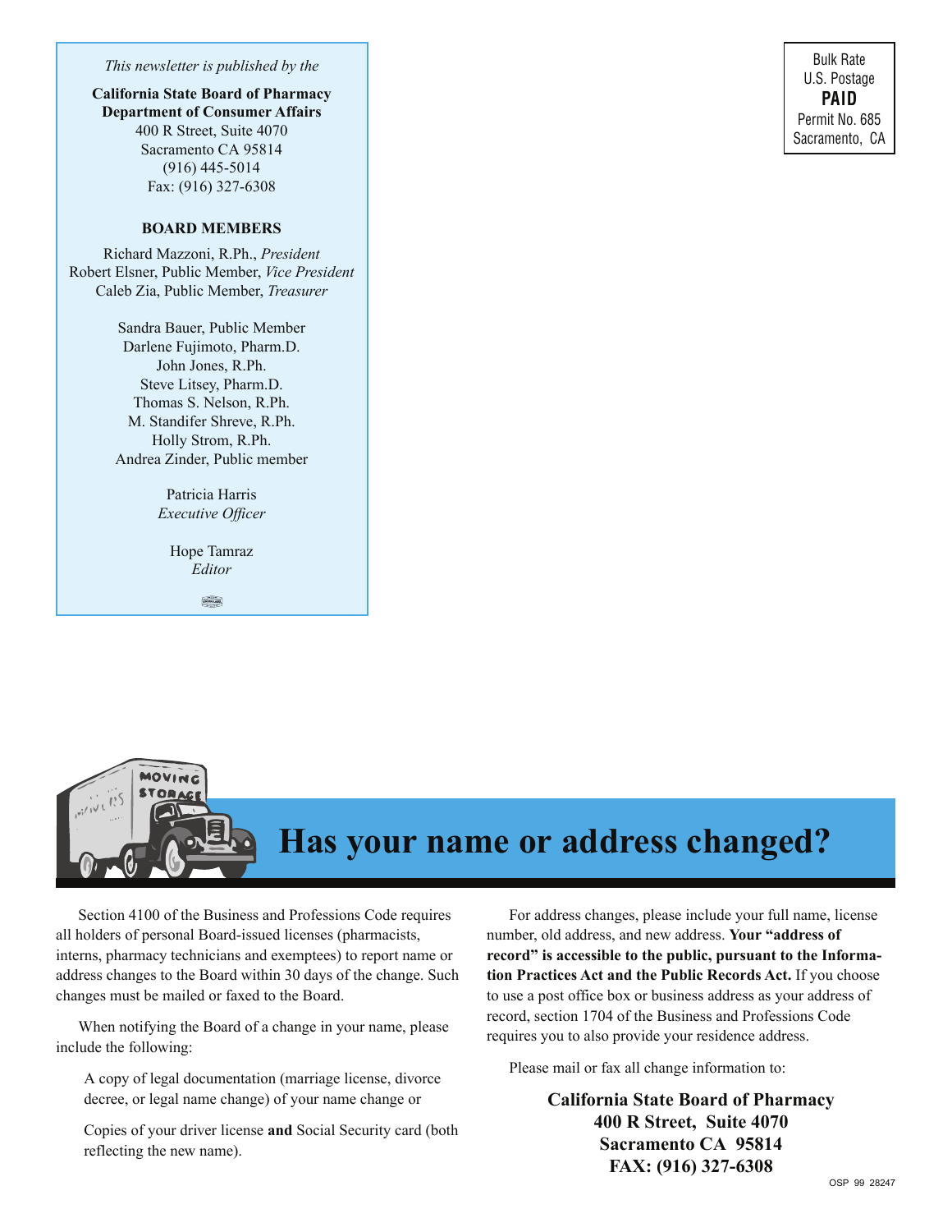*This newsletter is published by the*

**California State Board of Pharmacy**
**Department of Consumer Affairs**
400 R Street, Suite 4070
Sacramento CA 95814
(916) 445-5014
Fax: (916) 327-6308

**BOARD MEMBERS**

Richard Mazzoni, R.Ph., *President*
Robert Elsner, Public Member, *Vice President*
Caleb Zia, Public Member, *Treasurer*

Sandra Bauer, Public Member
Darlene Fujimoto, Pharm.D.
John Jones, R.Ph.
Steve Litsey, Pharm.D.
Thomas S. Nelson, R.Ph.
M. Standifer Shreve, R.Ph.
Holly Strom, R.Ph.
Andrea Zinder, Public member

Patricia Harris
*Executive Officer*

Hope Tamraz
*Editor*

Bulk Rate
U.S. Postage
**PAID**
Permit No. 685
Sacramento, CA

# Has your name or address changed?

Section 4100 of the Business and Professions Code requires all holders of personal Board-issued licenses (pharmacists, interns, pharmacy technicians and exemptees) to report name or address changes to the Board within 30 days of the change. Such changes must be mailed or faxed to the Board.

When notifying the Board of a change in your name, please include the following:

A copy of legal documentation (marriage license, divorce decree, or legal name change) of your name change or

Copies of your driver license **and** Social Security card (both reflecting the new name).

For address changes, please include your full name, license number, old address, and new address. **Your "address of record" is accessible to the public, pursuant to the Information Practices Act and the Public Records Act.** If you choose to use a post office box or business address as your address of record, section 1704 of the Business and Professions Code requires you to also provide your residence address.

Please mail or fax all change information to:

**California State Board of Pharmacy**
**400 R Street, Suite 4070**
**Sacramento CA 95814**
**FAX: (916) 327-6308**

OSP 99 28247